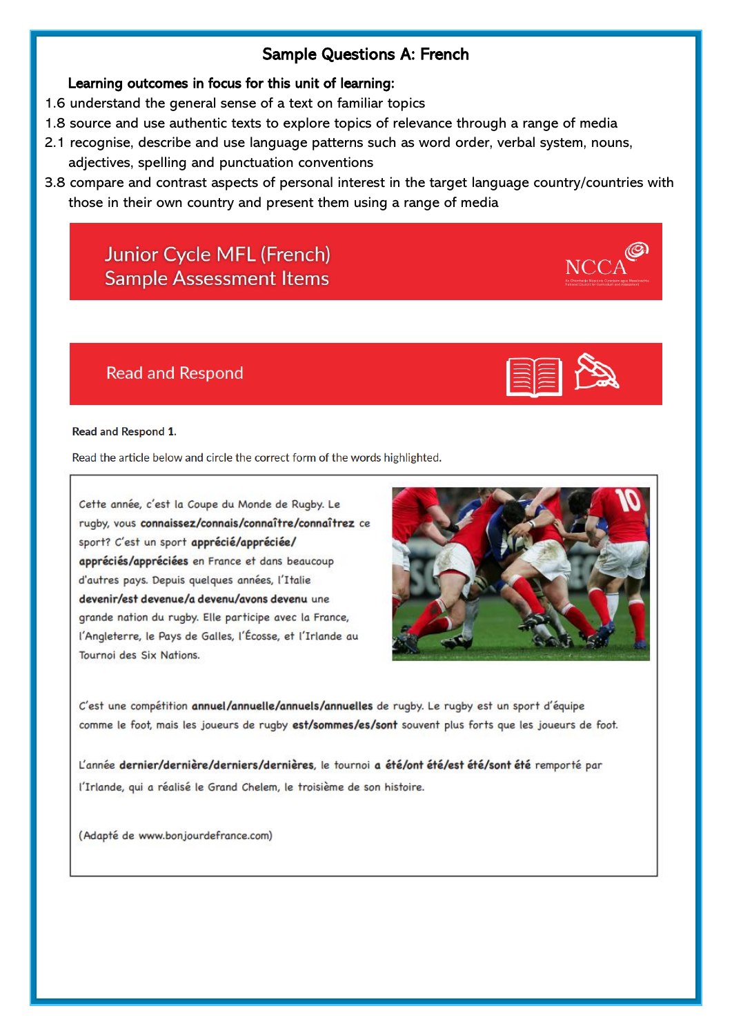# Sample Questions A: French

**Learning outcomes in focus for this unit of learning:**

1.6 understand the general sense of a text on familiar topics

1.8 source and use authentic texts to explore topics of relevance through a range of media

2.1 recognise, describe and use language patterns such as word order, verbal system, nouns, adjectives, spelling and punctuation conventions

3.8 compare and contrast aspects of personal interest in the target language country/countries with those in their own country and present them using a range of media

## Junior Cycle MFL (French) Sample Assessment Items

NCCA

## Read and Respond

**Read and Respond 1.**

Read the article below and circle the correct form of the words highlighted.

Cette année, c'est la Coupe du Monde de Rugby. Le rugby, vous **connaissez/connais/connaître/connaîtrez** ce sport? C'est un sport **apprécié/appréciée/appréciés/appréciées** en France et dans beaucoup d'autres pays. Depuis quelques années, l'Italie **devenir/est devenue/a devenu/avons devenu** une grande nation du rugby. Elle participe avec la France, l'Angleterre, le Pays de Galles, l'Écosse, et l'Irlande au Tournoi des Six Nations.

C'est une compétition **annuel/annuelle/annuels/annuelles** de rugby. Le rugby est un sport d'équipe comme le foot, mais les joueurs de rugby **est/sommes/es/sont** souvent plus forts que les joueurs de foot.

L'année **dernier/dernière/derniers/dernières**, le tournoi **a été/ont été/est été/sont été** remporté par l'Irlande, qui a réalisé le Grand Chelem, le troisième de son histoire.

(Adapté de www.bonjourdefrance.com)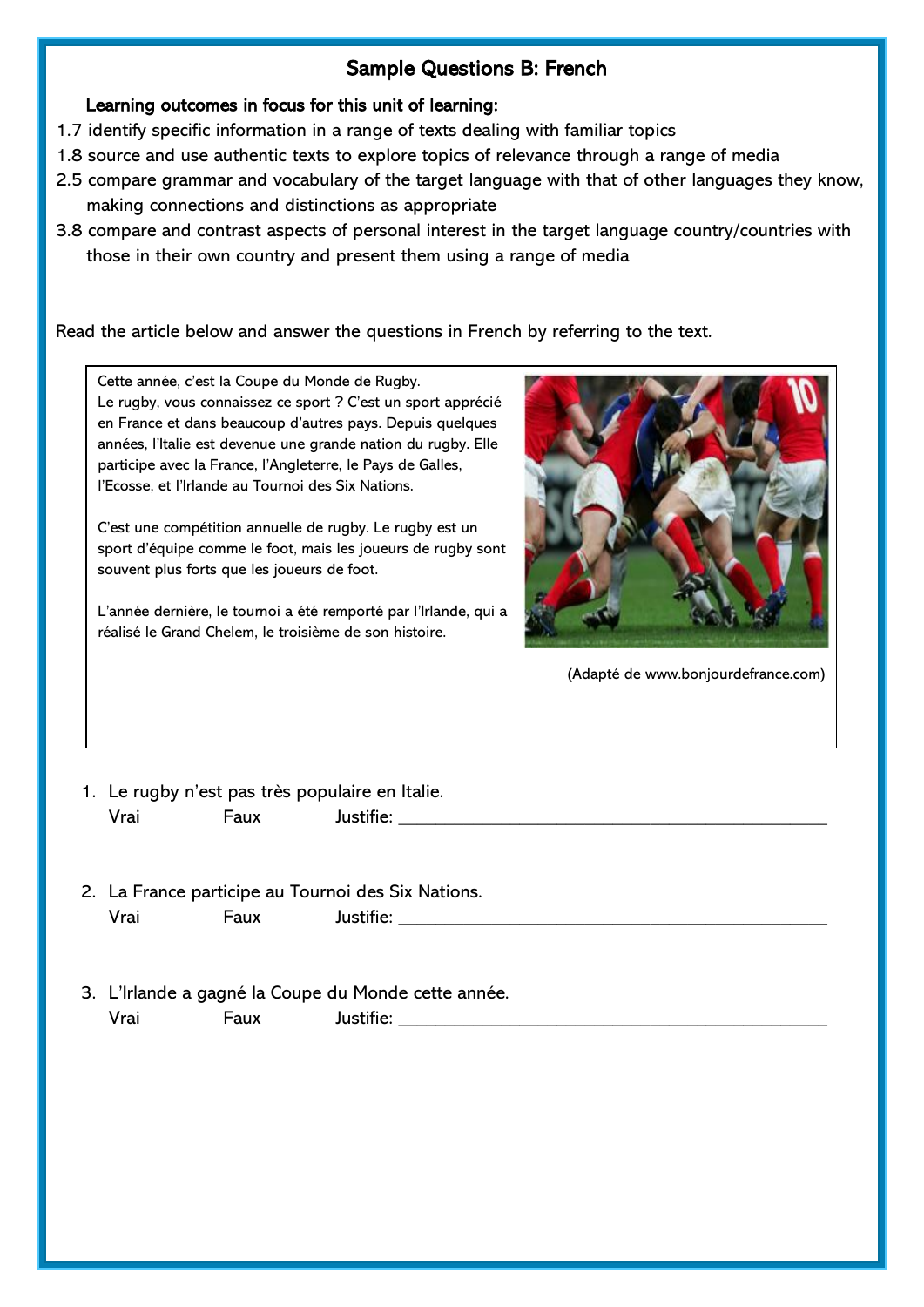## Sample Questions B: French

**Learning outcomes in focus for this unit of learning:**

1.7 identify specific information in a range of texts dealing with familiar topics

1.8 source and use authentic texts to explore topics of relevance through a range of media

2.5 compare grammar and vocabulary of the target language with that of other languages they know, making connections and distinctions as appropriate

3.8 compare and contrast aspects of personal interest in the target language country/countries with those in their own country and present them using a range of media

Read the article below and answer the questions in French by referring to the text.

> Cette année, c'est la Coupe du Monde de Rugby.
> Le rugby, vous connaissez ce sport ? C'est un sport apprécié en France et dans beaucoup d'autres pays. Depuis quelques années, l'Italie est devenue une grande nation du rugby. Elle participe avec la France, l'Angleterre, le Pays de Galles, l'Ecosse, et l'Irlande au Tournoi des Six Nations.
>
> C'est une compétition annuelle de rugby. Le rugby est un sport d'équipe comme le foot, mais les joueurs de rugby sont souvent plus forts que les joueurs de foot.
>
> L'année dernière, le tournoi a été remporté par l'Irlande, qui a réalisé le Grand Chelem, le troisième de son histoire.
>
> (Adapté de www.bonjourdefrance.com)

1. Le rugby n'est pas très populaire en Italie.
   Vrai  Faux  Justifie: ______________________________

2. La France participe au Tournoi des Six Nations.
   Vrai  Faux  Justifie: ______________________________

3. L'Irlande a gagné la Coupe du Monde cette année.
   Vrai  Faux  Justifie: ______________________________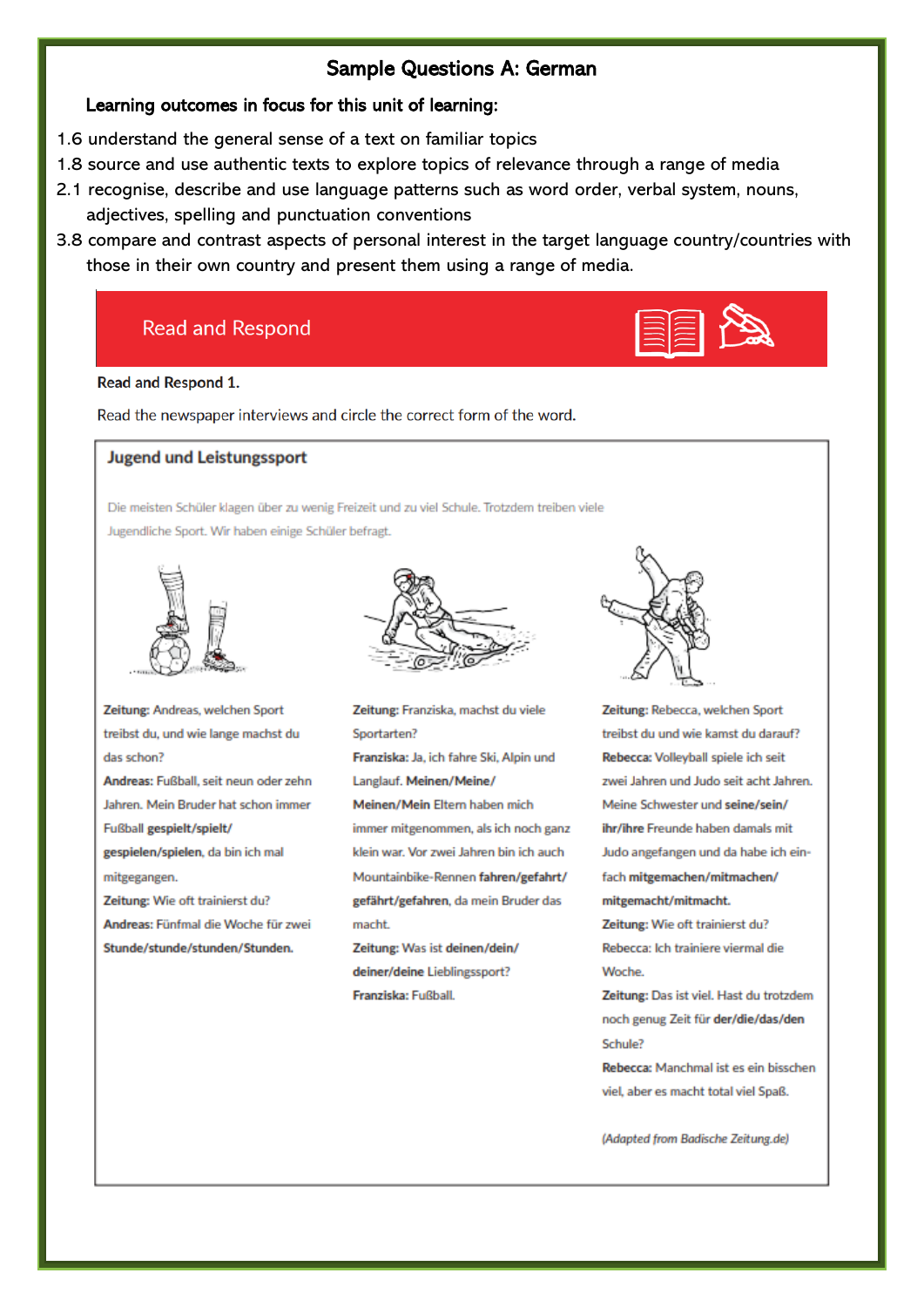# Sample Questions A: German

**Learning outcomes in focus for this unit of learning:**

1.6 understand the general sense of a text on familiar topics
1.8 source and use authentic texts to explore topics of relevance through a range of media
2.1 recognise, describe and use language patterns such as word order, verbal system, nouns, adjectives, spelling and punctuation conventions
3.8 compare and contrast aspects of personal interest in the target language country/countries with those in their own country and present them using a range of media.

## Read and Respond

**Read and Respond 1.**

Read the newspaper interviews and circle the correct form of the word.

### Jugend und Leistungssport

Die meisten Schüler klagen über zu wenig Freizeit und zu viel Schule. Trotzdem treiben viele Jugendliche Sport. Wir haben einige Schüler befragt.

**Zeitung:** Andreas, welchen Sport treibst du, und wie lange machst du das schon?

**Andreas:** Fußball, seit neun oder zehn Jahren. Mein Bruder hat schon immer Fußball **gespielt/spielt/gespielen/spielen**, da bin ich mal mitgegangen.

**Zeitung:** Wie oft trainierst du?

**Andreas:** Fünfmal die Woche für zwei **Stunde/stunde/stunden/Stunden.**

**Zeitung:** Franziska, machst du viele Sportarten?

**Franziska:** Ja, ich fahre Ski, Alpin und Langlauf. **Meinen/Meine/Meinen/Mein** Eltern haben mich immer mitgenommen, als ich noch ganz klein war. Vor zwei Jahren bin ich auch Mountainbike-Rennen **fahren/gefahrt/gefährt/gefahren**, da mein Bruder das macht.

**Zeitung:** Was ist **deinen/dein/deiner/deine** Lieblingssport?

**Franziska:** Fußball.

**Zeitung:** Rebecca, welchen Sport treibst du und wie kamst du darauf?

**Rebecca:** Volleyball spiele ich seit zwei Jahren und Judo seit acht Jahren. Meine Schwester und **seine/sein/ihr/ihre** Freunde haben damals mit Judo angefangen und da habe ich einfach **mitgemachen/mitmachen/mitgemacht/mitmacht.**

**Zeitung:** Wie oft trainierst du?

Rebecca: Ich trainiere viermal die Woche.

**Zeitung:** Das ist viel. Hast du trotzdem noch genug Zeit für **der/die/das/den** Schule?

**Rebecca:** Manchmal ist es ein bisschen viel, aber es macht total viel Spaß.

*(Adapted from Badische Zeitung.de)*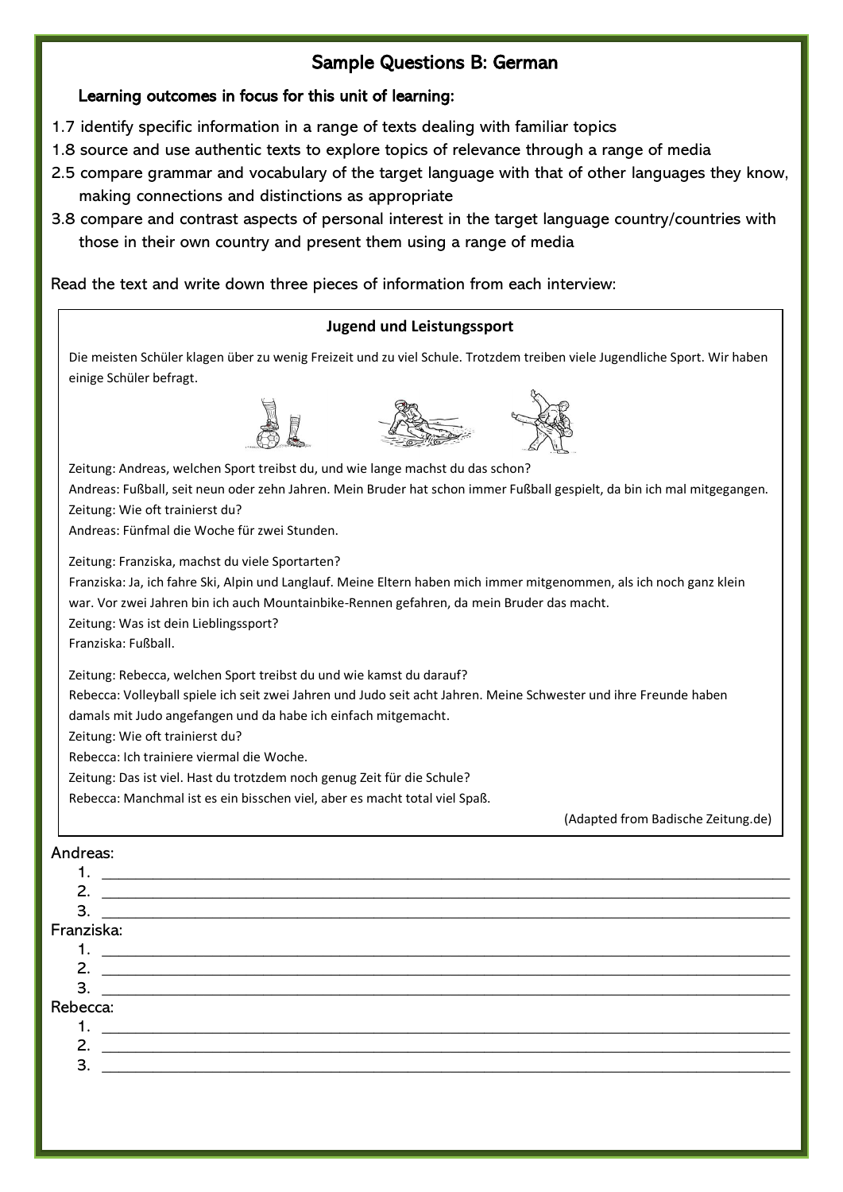## Sample Questions B: German

**Learning outcomes in focus for this unit of learning:**

1.7 identify specific information in a range of texts dealing with familiar topics

1.8 source and use authentic texts to explore topics of relevance through a range of media

2.5 compare grammar and vocabulary of the target language with that of other languages they know, making connections and distinctions as appropriate

3.8 compare and contrast aspects of personal interest in the target language country/countries with those in their own country and present them using a range of media

Read the text and write down three pieces of information from each interview:

> ### Jugend und Leistungssport
>
> Die meisten Schüler klagen über zu wenig Freizeit und zu viel Schule. Trotzdem treiben viele Jugendliche Sport. Wir haben einige Schüler befragt.
>
> Zeitung: Andreas, welchen Sport treibst du, und wie lange machst du das schon?
> Andreas: Fußball, seit neun oder zehn Jahren. Mein Bruder hat schon immer Fußball gespielt, da bin ich mal mitgegangen.
> Zeitung: Wie oft trainierst du?
> Andreas: Fünfmal die Woche für zwei Stunden.
>
> Zeitung: Franziska, machst du viele Sportarten?
> Franziska: Ja, ich fahre Ski, Alpin und Langlauf. Meine Eltern haben mich immer mitgenommen, als ich noch ganz klein war. Vor zwei Jahren bin ich auch Mountainbike-Rennen gefahren, da mein Bruder das macht.
> Zeitung: Was ist dein Lieblingssport?
> Franziska: Fußball.
>
> Zeitung: Rebecca, welchen Sport treibst du und wie kamst du darauf?
> Rebecca: Volleyball spiele ich seit zwei Jahren und Judo seit acht Jahren. Meine Schwester und ihre Freunde haben damals mit Judo angefangen und da habe ich einfach mitgemacht.
> Zeitung: Wie oft trainierst du?
> Rebecca: Ich trainiere viermal die Woche.
> Zeitung: Das ist viel. Hast du trotzdem noch genug Zeit für die Schule?
> Rebecca: Manchmal ist es ein bisschen viel, aber es macht total viel Spaß.
>
> (Adapted from Badische Zeitung.de)

Andreas:

1. ______________________________
2. ______________________________
3. ______________________________

Franziska:

1. ______________________________
2. ______________________________
3. ______________________________

Rebecca:

1. ______________________________
2. ______________________________
3. ______________________________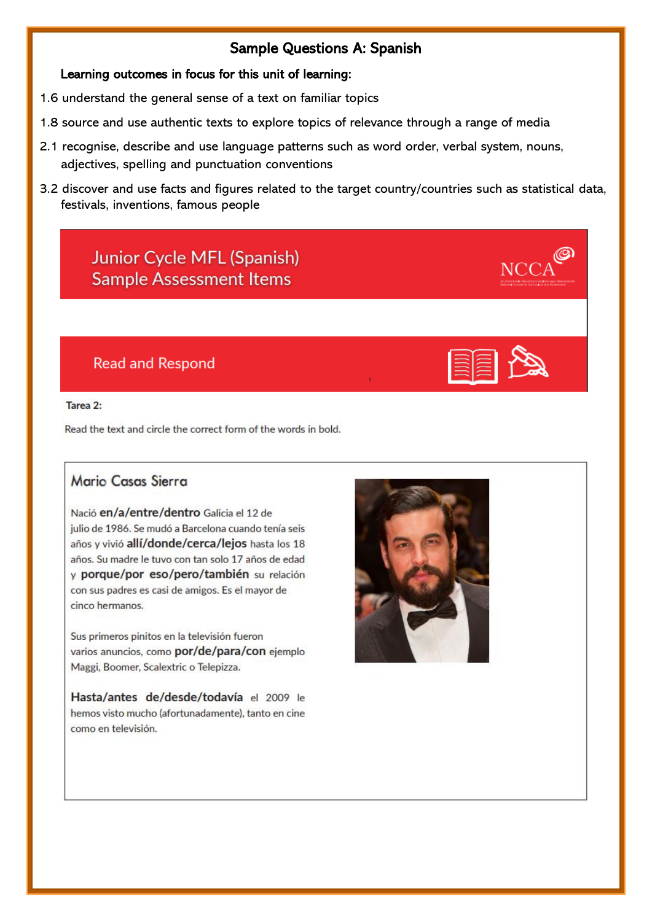# Sample Questions A: Spanish

**Learning outcomes in focus for this unit of learning:**

1.6 understand the general sense of a text on familiar topics

1.8 source and use authentic texts to explore topics of relevance through a range of media

2.1 recognise, describe and use language patterns such as word order, verbal system, nouns, adjectives, spelling and punctuation conventions

3.2 discover and use facts and figures related to the target country/countries such as statistical data, festivals, inventions, famous people

## Junior Cycle MFL (Spanish) Sample Assessment Items

NCCA

## Read and Respond

**Tarea 2:**

Read the text and circle the correct form of the words in bold.

### Mario Casas Sierra

Nació **en/a/entre/dentro** Galicia el 12 de julio de 1986. Se mudó a Barcelona cuando tenía seis años y vivió **allí/donde/cerca/lejos** hasta los 18 años. Su madre le tuvo con tan solo 17 años de edad y **porque/por eso/pero/también** su relación con sus padres es casi de amigos. Es el mayor de cinco hermanos.

Sus primeros pinitos en la televisión fueron varios anuncios, como **por/de/para/con** ejemplo Maggi, Boomer, Scalextric o Telepizza.

**Hasta/antes de/desde/todavía** el 2009 le hemos visto mucho (afortunadamente), tanto en cine como en televisión.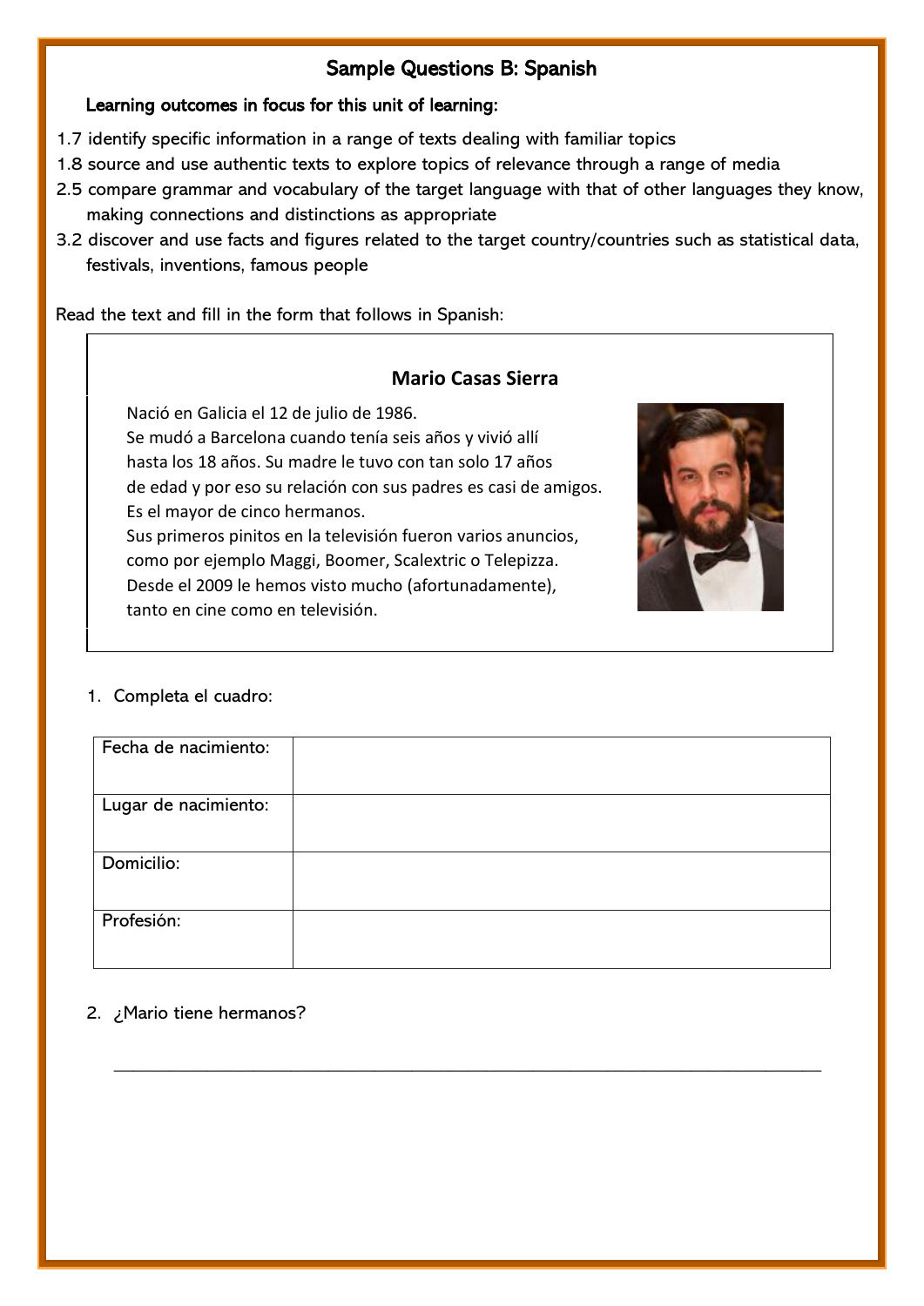# Sample Questions B: Spanish

**Learning outcomes in focus for this unit of learning:**

1.7 identify specific information in a range of texts dealing with familiar topics

1.8 source and use authentic texts to explore topics of relevance through a range of media

2.5 compare grammar and vocabulary of the target language with that of other languages they know, making connections and distinctions as appropriate

3.2 discover and use facts and figures related to the target country/countries such as statistical data, festivals, inventions, famous people

Read the text and fill in the form that follows in Spanish:

> **Mario Casas Sierra**
>
> Nació en Galicia el 12 de julio de 1986.
> Se mudó a Barcelona cuando tenía seis años y vivió allí hasta los 18 años. Su madre le tuvo con tan solo 17 años de edad y por eso su relación con sus padres es casi de amigos.
> Es el mayor de cinco hermanos.
> Sus primeros pinitos en la televisión fueron varios anuncios, como por ejemplo Maggi, Boomer, Scalextric o Telepizza.
> Desde el 2009 le hemos visto mucho (afortunadamente), tanto en cine como en televisión.

1. Completa el cuadro:

| | |
|---|---|
| Fecha de nacimiento: | |
| Lugar de nacimiento: | |
| Domicilio: | |
| Profesión: | |

2. ¿Mario tiene hermanos?

______________________________________________________________________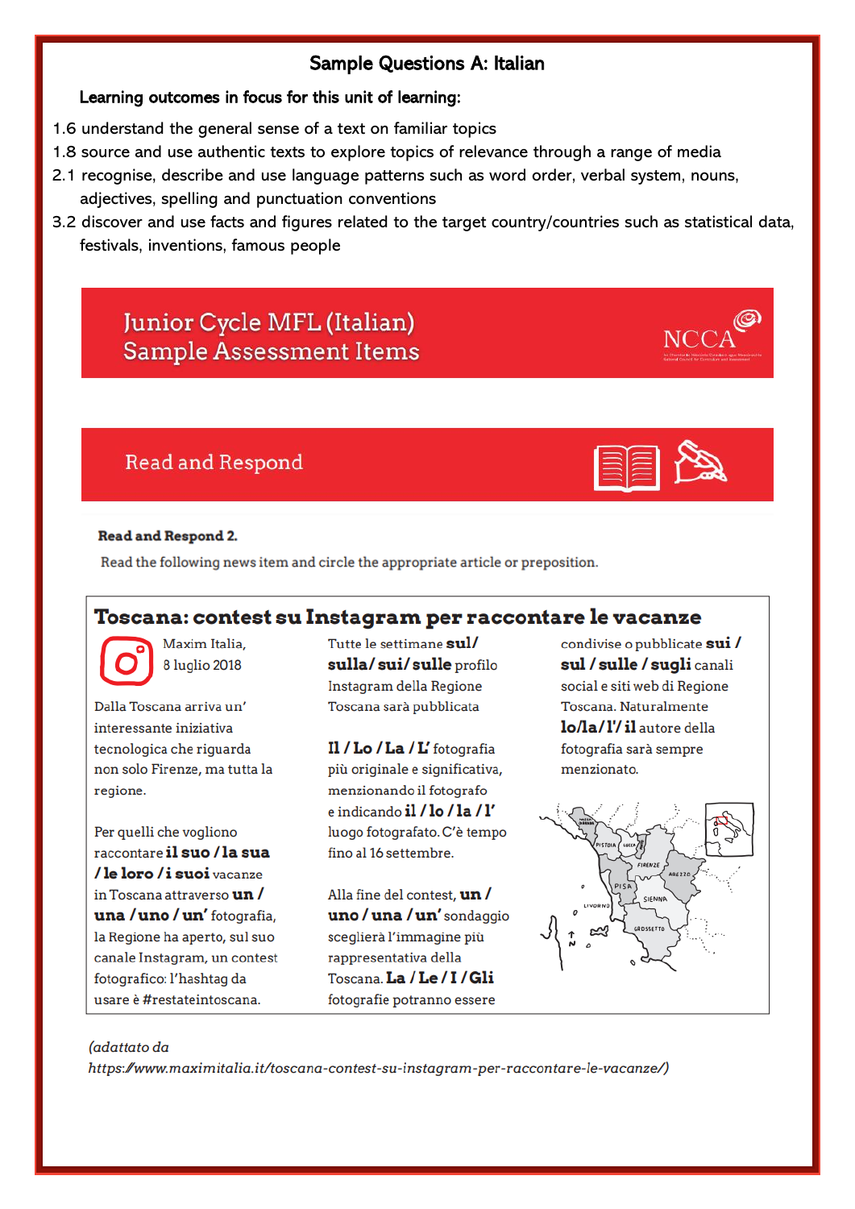# Sample Questions A: Italian

**Learning outcomes in focus for this unit of learning:**

1.6 understand the general sense of a text on familiar topics

1.8 source and use authentic texts to explore topics of relevance through a range of media

2.1 recognise, describe and use language patterns such as word order, verbal system, nouns, adjectives, spelling and punctuation conventions

3.2 discover and use facts and figures related to the target country/countries such as statistical data, festivals, inventions, famous people

## Junior Cycle MFL (Italian) Sample Assessment Items

NCCA

## Read and Respond

**Read and Respond 2.**

Read the following news item and circle the appropriate article or preposition.

### Toscana: contest su Instagram per raccontare le vacanze

Maxim Italia, 8 luglio 2018

Dalla Toscana arriva un' interessante iniziativa tecnologica che riguarda non solo Firenze, ma tutta la regione.

Per quelli che vogliono raccontare **il suo / la sua / le loro / i suoi** vacanze in Toscana attraverso **un / una / uno / un'** fotografia, la Regione ha aperto, sul suo canale Instagram, un contest fotografico: l'hashtag da usare è #restateintoscana.

Tutte le settimane **sul/ sulla/ sui/ sulle** profilo Instagram della Regione Toscana sarà pubblicata

**Il / Lo / La / L'** fotografia più originale e significativa, menzionando il fotografo e indicando **il / lo / la / l'** luogo fotografato. C'è tempo fino al 16 settembre.

Alla fine del contest, **un / uno / una / un'** sondaggio sceglierà l'immagine più rappresentativa della Toscana. **La / Le / I / Gli** fotografie potranno essere condivise o pubblicate **sui / sul / sulle / sugli** canali social e siti web di Regione Toscana. Naturalmente **lo/la/l'/ il** autore della fotografia sarà sempre menzionato.

*(adattato da https://www.maximitalia.it/toscana-contest-su-instagram-per-raccontare-le-vacanze/)*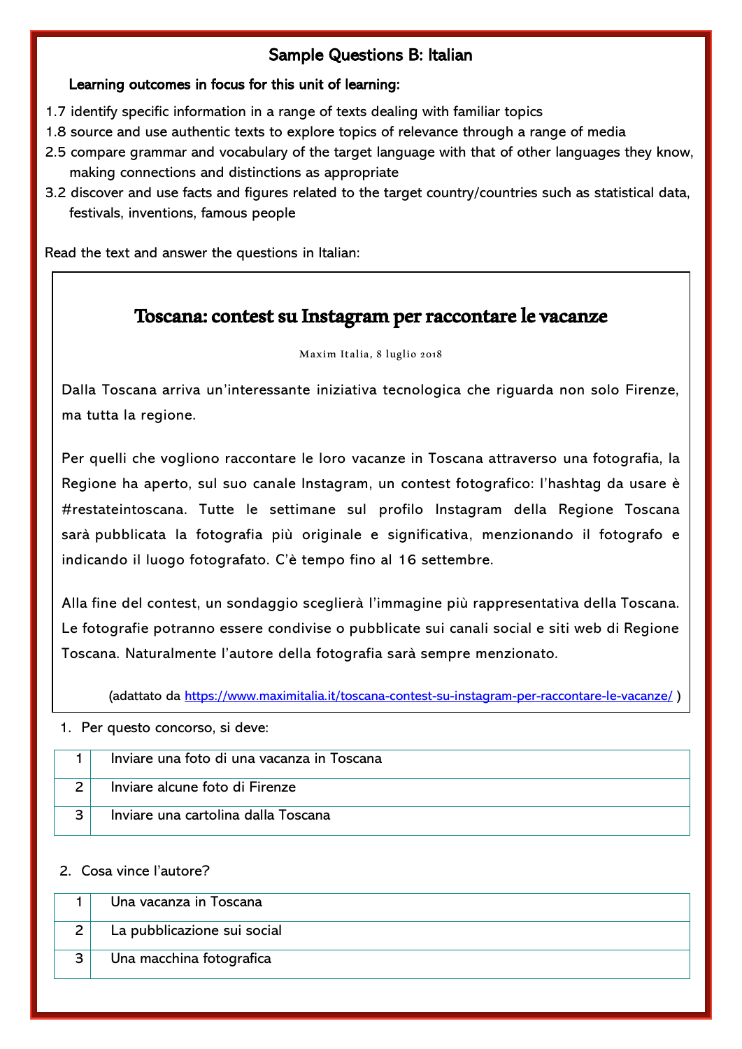## Sample Questions B: Italian

**Learning outcomes in focus for this unit of learning:**

1.7 identify specific information in a range of texts dealing with familiar topics

1.8 source and use authentic texts to explore topics of relevance through a range of media

2.5 compare grammar and vocabulary of the target language with that of other languages they know, making connections and distinctions as appropriate

3.2 discover and use facts and figures related to the target country/countries such as statistical data, festivals, inventions, famous people

Read the text and answer the questions in Italian:

### Toscana: contest su Instagram per raccontare le vacanze

Maxim Italia, 8 luglio 2018

Dalla Toscana arriva un'interessante iniziativa tecnologica che riguarda non solo Firenze, ma tutta la regione.

Per quelli che vogliono raccontare le loro vacanze in Toscana attraverso una fotografia, la Regione ha aperto, sul suo canale Instagram, un contest fotografico: l'hashtag da usare è #restateintoscana. Tutte le settimane sul profilo Instagram della Regione Toscana sarà pubblicata la fotografia più originale e significativa, menzionando il fotografo e indicando il luogo fotografato. C'è tempo fino al 16 settembre.

Alla fine del contest, un sondaggio sceglierà l'immagine più rappresentativa della Toscana. Le fotografie potranno essere condivise o pubblicate sui canali social e siti web di Regione Toscana. Naturalmente l'autore della fotografia sarà sempre menzionato.

(adattato da https://www.maximitalia.it/toscana-contest-su-instagram-per-raccontare-le-vacanze/ )

1. Per questo concorso, si deve:

| | |
|---|---|
| 1 | Inviare una foto di una vacanza in Toscana |
| 2 | Inviare alcune foto di Firenze |
| 3 | Inviare una cartolina dalla Toscana |

2. Cosa vince l'autore?

| | |
|---|---|
| 1 | Una vacanza in Toscana |
| 2 | La pubblicazione sui social |
| 3 | Una macchina fotografica |